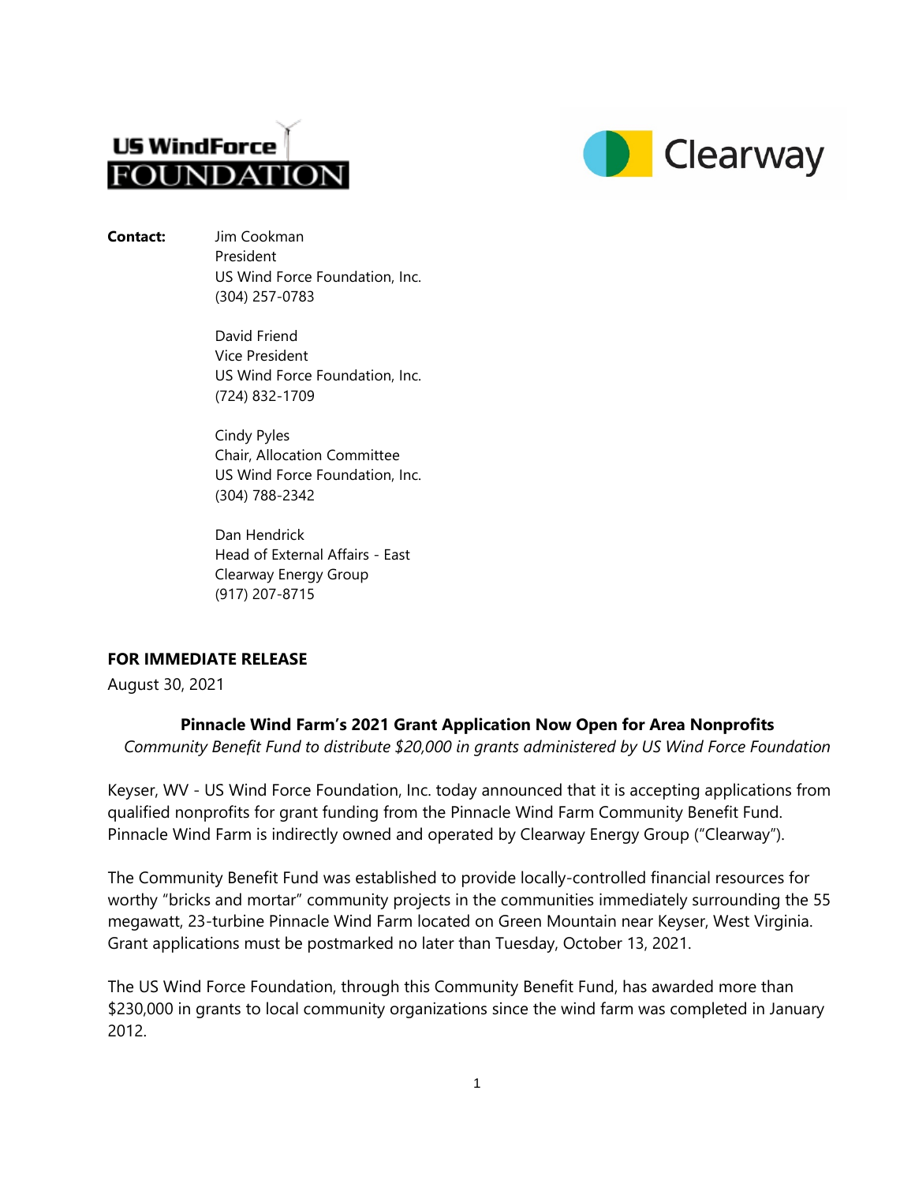US WindForce FOUNDATION

Clearway

**Contact:** Jim Cookman
President
US Wind Force Foundation, Inc.
(304) 257-0783

David Friend
Vice President
US Wind Force Foundation, Inc.
(724) 832-1709

Cindy Pyles
Chair, Allocation Committee
US Wind Force Foundation, Inc.
(304) 788-2342

Dan Hendrick
Head of External Affairs - East
Clearway Energy Group
(917) 207-8715

**FOR IMMEDIATE RELEASE**
August 30, 2021

**Pinnacle Wind Farm's 2021 Grant Application Now Open for Area Nonprofits**
*Community Benefit Fund to distribute $20,000 in grants administered by US Wind Force Foundation*

Keyser, WV - US Wind Force Foundation, Inc. today announced that it is accepting applications from qualified nonprofits for grant funding from the Pinnacle Wind Farm Community Benefit Fund. Pinnacle Wind Farm is indirectly owned and operated by Clearway Energy Group ("Clearway").

The Community Benefit Fund was established to provide locally-controlled financial resources for worthy "bricks and mortar" community projects in the communities immediately surrounding the 55 megawatt, 23-turbine Pinnacle Wind Farm located on Green Mountain near Keyser, West Virginia. Grant applications must be postmarked no later than Tuesday, October 13, 2021.

The US Wind Force Foundation, through this Community Benefit Fund, has awarded more than $230,000 in grants to local community organizations since the wind farm was completed in January 2012.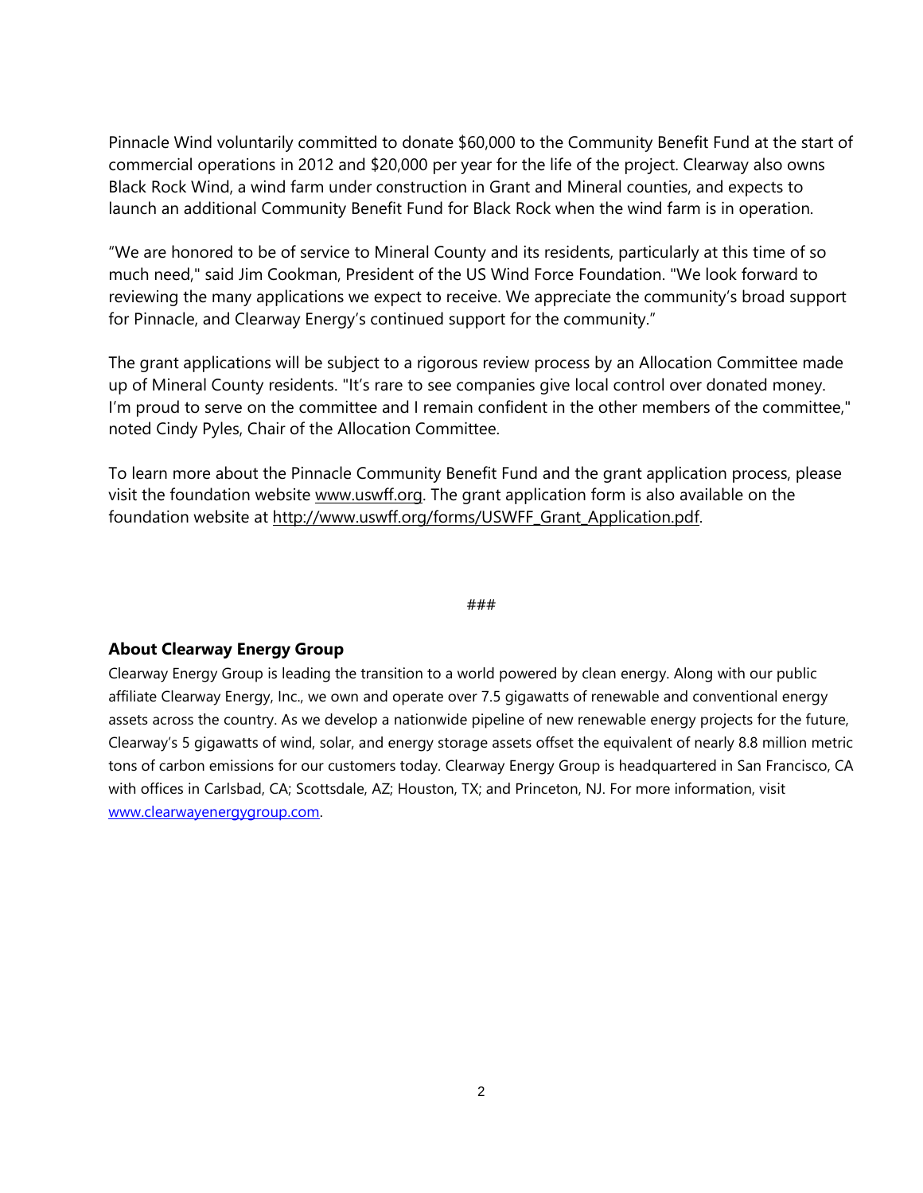Pinnacle Wind voluntarily committed to donate $60,000 to the Community Benefit Fund at the start of commercial operations in 2012 and $20,000 per year for the life of the project. Clearway also owns Black Rock Wind, a wind farm under construction in Grant and Mineral counties, and expects to launch an additional Community Benefit Fund for Black Rock when the wind farm is in operation.

"We are honored to be of service to Mineral County and its residents, particularly at this time of so much need," said Jim Cookman, President of the US Wind Force Foundation. "We look forward to reviewing the many applications we expect to receive. We appreciate the community's broad support for Pinnacle, and Clearway Energy's continued support for the community."

The grant applications will be subject to a rigorous review process by an Allocation Committee made up of Mineral County residents. "It's rare to see companies give local control over donated money. I'm proud to serve on the committee and I remain confident in the other members of the committee," noted Cindy Pyles, Chair of the Allocation Committee.

To learn more about the Pinnacle Community Benefit Fund and the grant application process, please visit the foundation website www.uswff.org. The grant application form is also available on the foundation website at http://www.uswff.org/forms/USWFF_Grant_Application.pdf.

###

**About Clearway Energy Group**

Clearway Energy Group is leading the transition to a world powered by clean energy. Along with our public affiliate Clearway Energy, Inc., we own and operate over 7.5 gigawatts of renewable and conventional energy assets across the country. As we develop a nationwide pipeline of new renewable energy projects for the future, Clearway's 5 gigawatts of wind, solar, and energy storage assets offset the equivalent of nearly 8.8 million metric tons of carbon emissions for our customers today. Clearway Energy Group is headquartered in San Francisco, CA with offices in Carlsbad, CA; Scottsdale, AZ; Houston, TX; and Princeton, NJ. For more information, visit www.clearwayenergygroup.com.